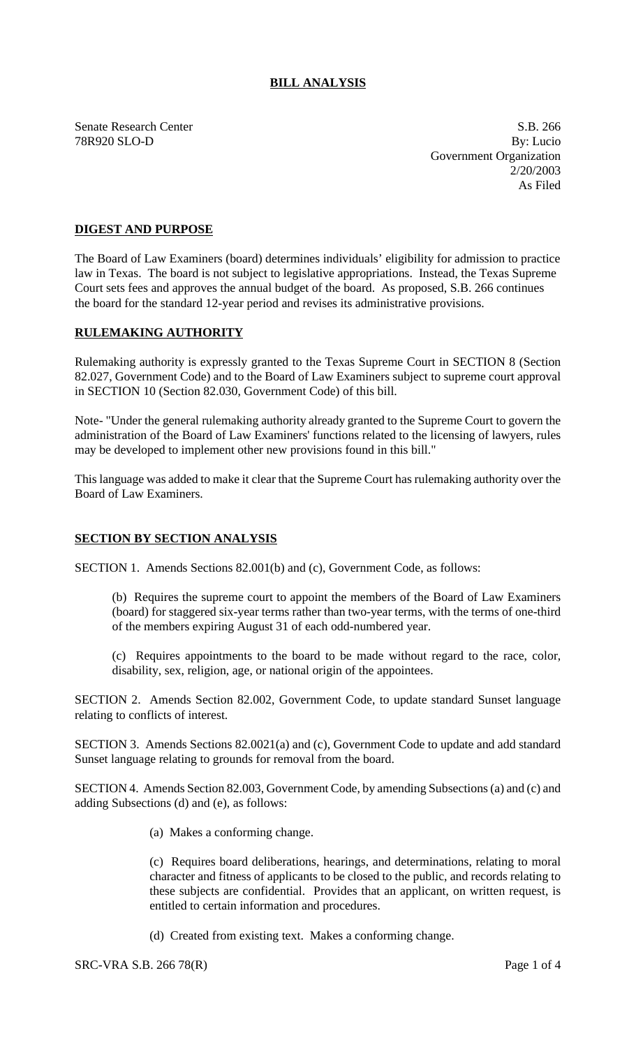# BILL ANALYSIS

Senate Research Center
78R920 SLO-D

S.B. 266
By: Lucio
Government Organization
2/20/2003
As Filed

## DIGEST AND PURPOSE

The Board of Law Examiners (board) determines individuals' eligibility for admission to practice law in Texas. The board is not subject to legislative appropriations. Instead, the Texas Supreme Court sets fees and approves the annual budget of the board. As proposed, S.B. 266 continues the board for the standard 12-year period and revises its administrative provisions.

## RULEMAKING AUTHORITY

Rulemaking authority is expressly granted to the Texas Supreme Court in SECTION 8 (Section 82.027, Government Code) and to the Board of Law Examiners subject to supreme court approval in SECTION 10 (Section 82.030, Government Code) of this bill.

Note- "Under the general rulemaking authority already granted to the Supreme Court to govern the administration of the Board of Law Examiners' functions related to the licensing of lawyers, rules may be developed to implement other new provisions found in this bill."

This language was added to make it clear that the Supreme Court has rulemaking authority over the Board of Law Examiners.

## SECTION BY SECTION ANALYSIS

SECTION 1. Amends Sections 82.001(b) and (c), Government Code, as follows:

> (b) Requires the supreme court to appoint the members of the Board of Law Examiners (board) for staggered six-year terms rather than two-year terms, with the terms of one-third of the members expiring August 31 of each odd-numbered year.
>
> (c) Requires appointments to the board to be made without regard to the race, color, disability, sex, religion, age, or national origin of the appointees.

SECTION 2. Amends Section 82.002, Government Code, to update standard Sunset language relating to conflicts of interest.

SECTION 3. Amends Sections 82.0021(a) and (c), Government Code to update and add standard Sunset language relating to grounds for removal from the board.

SECTION 4. Amends Section 82.003, Government Code, by amending Subsections (a) and (c) and adding Subsections (d) and (e), as follows:

> (a) Makes a conforming change.
>
> (c) Requires board deliberations, hearings, and determinations, relating to moral character and fitness of applicants to be closed to the public, and records relating to these subjects are confidential. Provides that an applicant, on written request, is entitled to certain information and procedures.
>
> (d) Created from existing text. Makes a conforming change.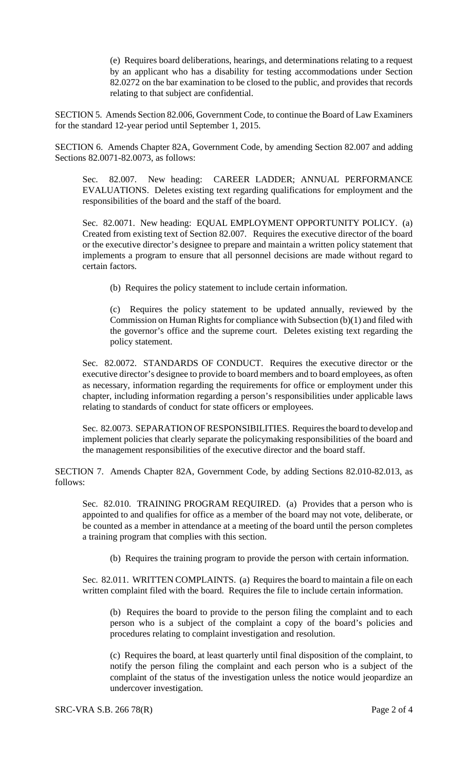(e) Requires board deliberations, hearings, and determinations relating to a request by an applicant who has a disability for testing accommodations under Section 82.0272 on the bar examination to be closed to the public, and provides that records relating to that subject are confidential.

SECTION 5. Amends Section 82.006, Government Code, to continue the Board of Law Examiners for the standard 12-year period until September 1, 2015.

SECTION 6. Amends Chapter 82A, Government Code, by amending Section 82.007 and adding Sections 82.0071-82.0073, as follows:

Sec. 82.007. New heading: CAREER LADDER; ANNUAL PERFORMANCE EVALUATIONS. Deletes existing text regarding qualifications for employment and the responsibilities of the board and the staff of the board.

Sec. 82.0071. New heading: EQUAL EMPLOYMENT OPPORTUNITY POLICY. (a) Created from existing text of Section 82.007. Requires the executive director of the board or the executive director's designee to prepare and maintain a written policy statement that implements a program to ensure that all personnel decisions are made without regard to certain factors.

(b) Requires the policy statement to include certain information.

(c) Requires the policy statement to be updated annually, reviewed by the Commission on Human Rights for compliance with Subsection (b)(1) and filed with the governor's office and the supreme court. Deletes existing text regarding the policy statement.

Sec. 82.0072. STANDARDS OF CONDUCT. Requires the executive director or the executive director's designee to provide to board members and to board employees, as often as necessary, information regarding the requirements for office or employment under this chapter, including information regarding a person's responsibilities under applicable laws relating to standards of conduct for state officers or employees.

Sec. 82.0073. SEPARATION OF RESPONSIBILITIES. Requires the board to develop and implement policies that clearly separate the policymaking responsibilities of the board and the management responsibilities of the executive director and the board staff.

SECTION 7. Amends Chapter 82A, Government Code, by adding Sections 82.010-82.013, as follows:

Sec. 82.010. TRAINING PROGRAM REQUIRED. (a) Provides that a person who is appointed to and qualifies for office as a member of the board may not vote, deliberate, or be counted as a member in attendance at a meeting of the board until the person completes a training program that complies with this section.

(b) Requires the training program to provide the person with certain information.

Sec. 82.011. WRITTEN COMPLAINTS. (a) Requires the board to maintain a file on each written complaint filed with the board. Requires the file to include certain information.

(b) Requires the board to provide to the person filing the complaint and to each person who is a subject of the complaint a copy of the board's policies and procedures relating to complaint investigation and resolution.

(c) Requires the board, at least quarterly until final disposition of the complaint, to notify the person filing the complaint and each person who is a subject of the complaint of the status of the investigation unless the notice would jeopardize an undercover investigation.

SRC-VRA S.B. 266 78(R)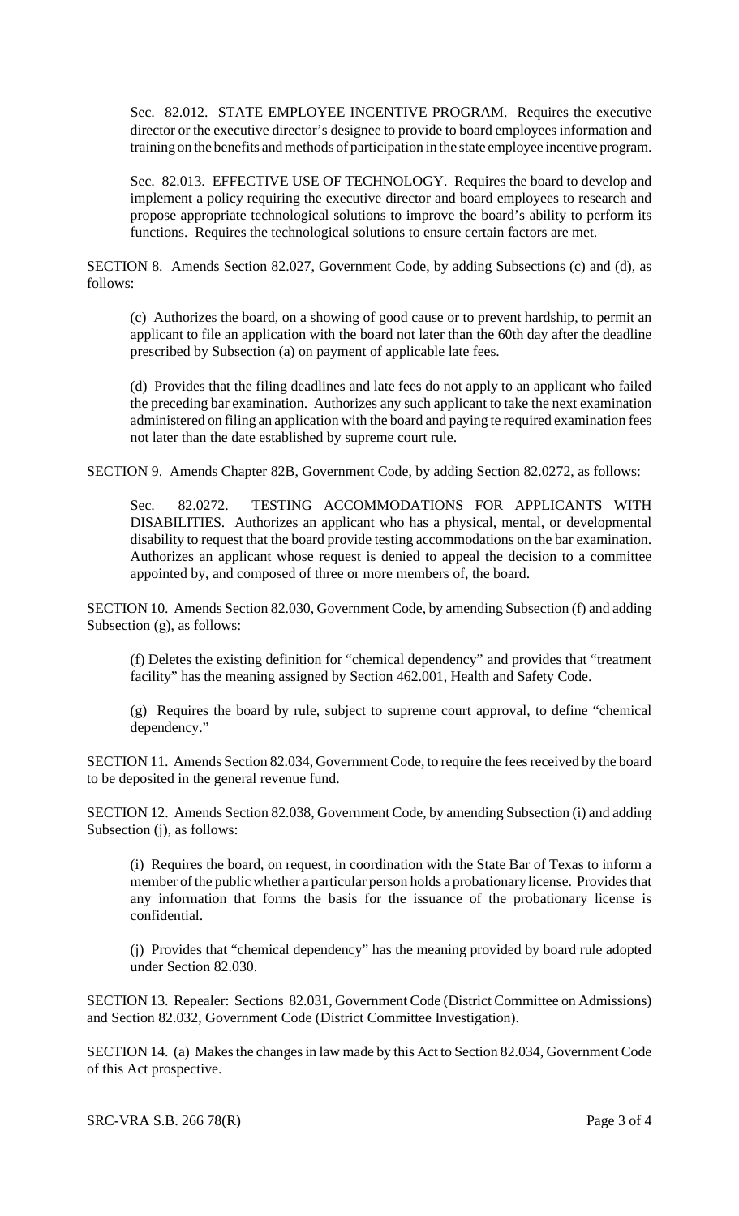Sec. 82.012. STATE EMPLOYEE INCENTIVE PROGRAM. Requires the executive director or the executive director's designee to provide to board employees information and training on the benefits and methods of participation in the state employee incentive program.

Sec. 82.013. EFFECTIVE USE OF TECHNOLOGY. Requires the board to develop and implement a policy requiring the executive director and board employees to research and propose appropriate technological solutions to improve the board's ability to perform its functions. Requires the technological solutions to ensure certain factors are met.

SECTION 8. Amends Section 82.027, Government Code, by adding Subsections (c) and (d), as follows:

(c) Authorizes the board, on a showing of good cause or to prevent hardship, to permit an applicant to file an application with the board not later than the 60th day after the deadline prescribed by Subsection (a) on payment of applicable late fees.

(d) Provides that the filing deadlines and late fees do not apply to an applicant who failed the preceding bar examination. Authorizes any such applicant to take the next examination administered on filing an application with the board and paying te required examination fees not later than the date established by supreme court rule.

SECTION 9. Amends Chapter 82B, Government Code, by adding Section 82.0272, as follows:

Sec. 82.0272. TESTING ACCOMMODATIONS FOR APPLICANTS WITH DISABILITIES. Authorizes an applicant who has a physical, mental, or developmental disability to request that the board provide testing accommodations on the bar examination. Authorizes an applicant whose request is denied to appeal the decision to a committee appointed by, and composed of three or more members of, the board.

SECTION 10. Amends Section 82.030, Government Code, by amending Subsection (f) and adding Subsection (g), as follows:

(f) Deletes the existing definition for "chemical dependency" and provides that "treatment facility" has the meaning assigned by Section 462.001, Health and Safety Code.

(g) Requires the board by rule, subject to supreme court approval, to define "chemical dependency."

SECTION 11. Amends Section 82.034, Government Code, to require the fees received by the board to be deposited in the general revenue fund.

SECTION 12. Amends Section 82.038, Government Code, by amending Subsection (i) and adding Subsection (j), as follows:

(i) Requires the board, on request, in coordination with the State Bar of Texas to inform a member of the public whether a particular person holds a probationary license. Provides that any information that forms the basis for the issuance of the probationary license is confidential.

(j) Provides that "chemical dependency" has the meaning provided by board rule adopted under Section 82.030.

SECTION 13. Repealer: Sections 82.031, Government Code (District Committee on Admissions) and Section 82.032, Government Code (District Committee Investigation).

SECTION 14. (a) Makes the changes in law made by this Act to Section 82.034, Government Code of this Act prospective.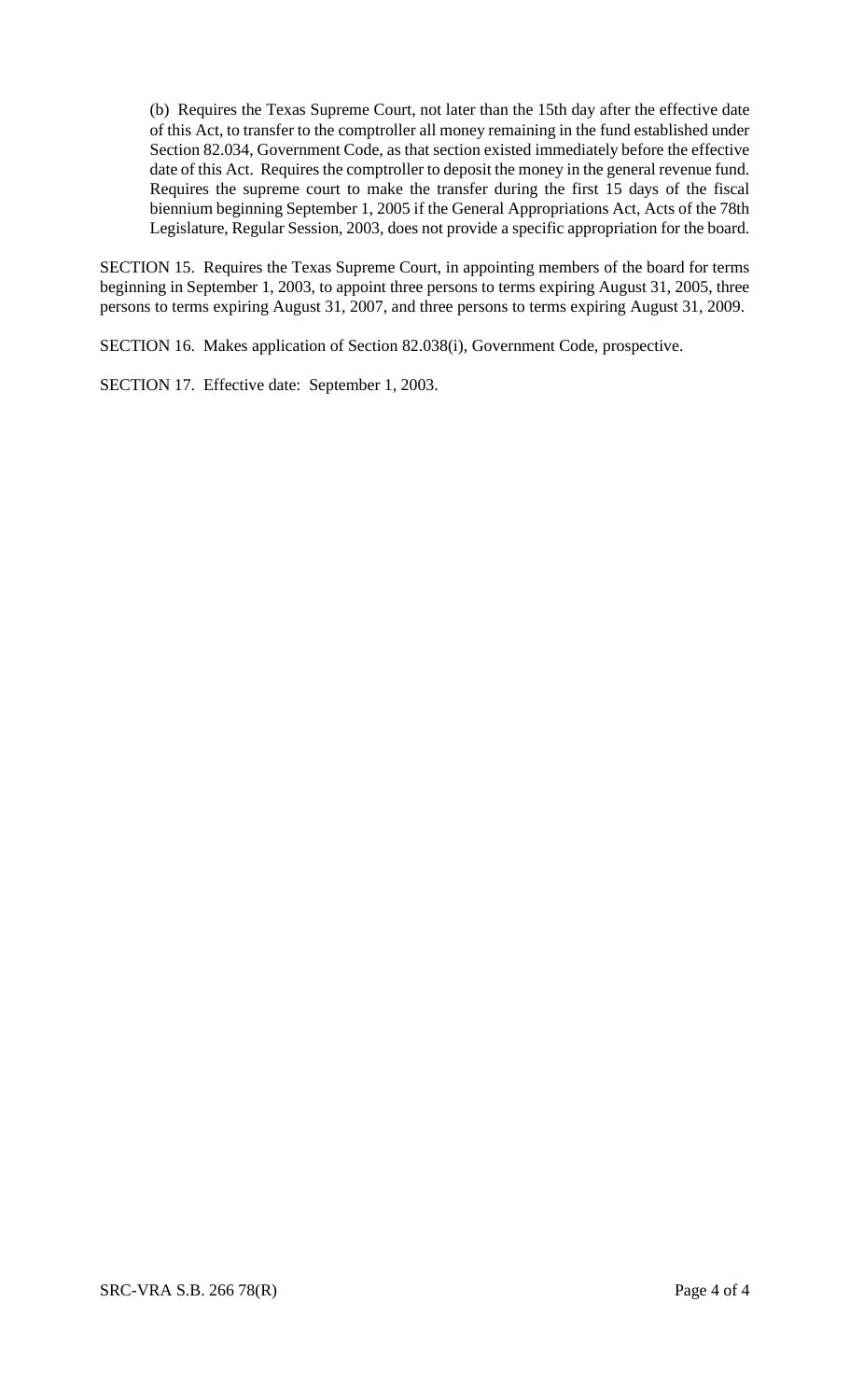(b) Requires the Texas Supreme Court, not later than the 15th day after the effective date of this Act, to transfer to the comptroller all money remaining in the fund established under Section 82.034, Government Code, as that section existed immediately before the effective date of this Act. Requires the comptroller to deposit the money in the general revenue fund. Requires the supreme court to make the transfer during the first 15 days of the fiscal biennium beginning September 1, 2005 if the General Appropriations Act, Acts of the 78th Legislature, Regular Session, 2003, does not provide a specific appropriation for the board.

SECTION 15. Requires the Texas Supreme Court, in appointing members of the board for terms beginning in September 1, 2003, to appoint three persons to terms expiring August 31, 2005, three persons to terms expiring August 31, 2007, and three persons to terms expiring August 31, 2009.

SECTION 16. Makes application of Section 82.038(i), Government Code, prospective.

SECTION 17. Effective date: September 1, 2003.